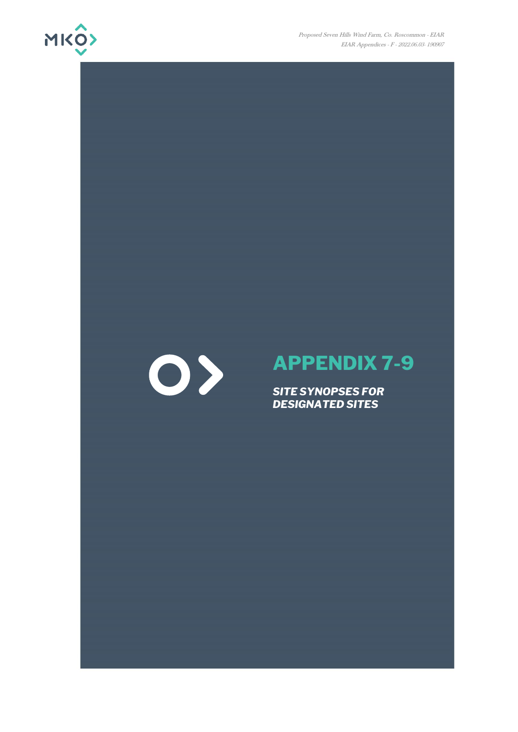# APPENDIX 7-9

***SITE SYNOPSES FOR DESIGNATED SITES***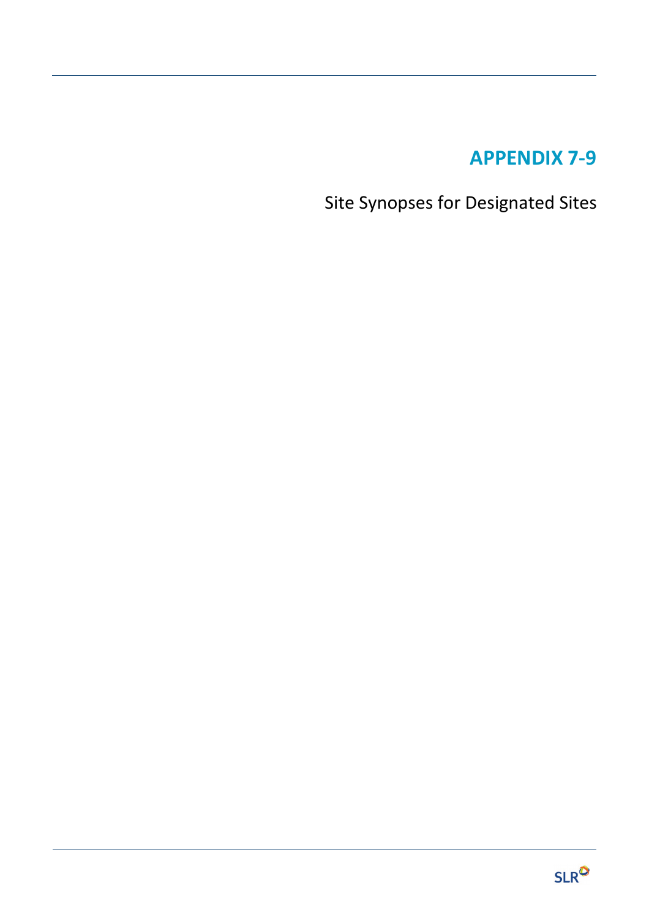# APPENDIX 7-9

Site Synopses for Designated Sites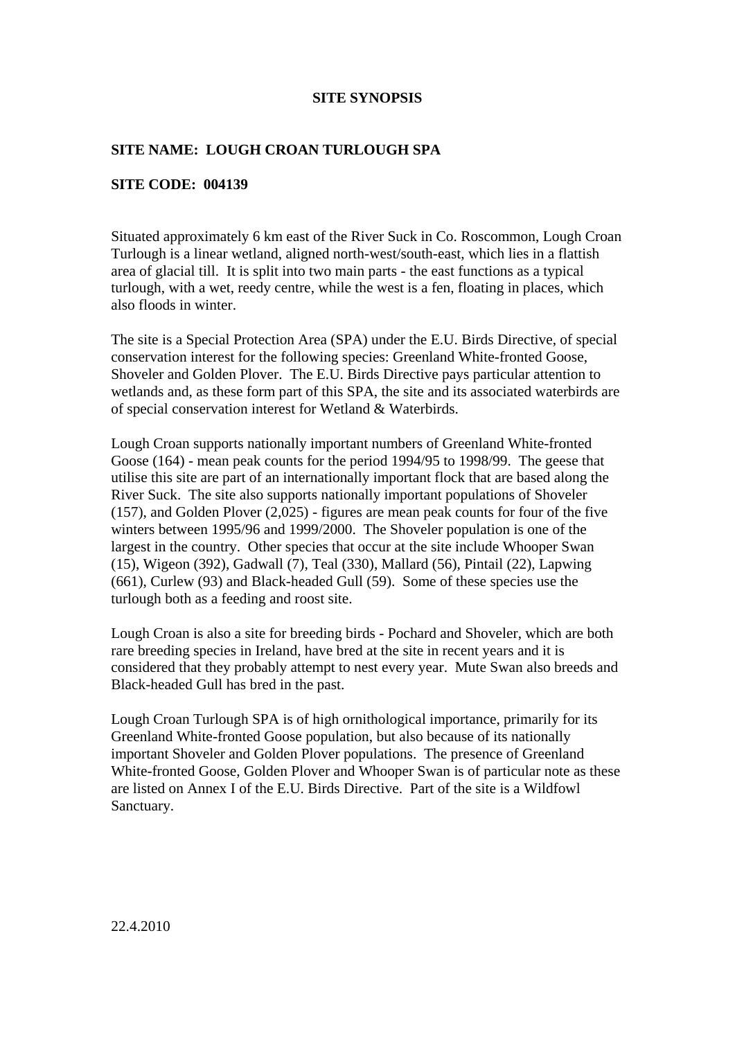**SITE SYNOPSIS**

**SITE NAME: LOUGH CROAN TURLOUGH SPA**

**SITE CODE: 004139**

Situated approximately 6 km east of the River Suck in Co. Roscommon, Lough Croan Turlough is a linear wetland, aligned north-west/south-east, which lies in a flattish area of glacial till. It is split into two main parts - the east functions as a typical turlough, with a wet, reedy centre, while the west is a fen, floating in places, which also floods in winter.

The site is a Special Protection Area (SPA) under the E.U. Birds Directive, of special conservation interest for the following species: Greenland White-fronted Goose, Shoveler and Golden Plover. The E.U. Birds Directive pays particular attention to wetlands and, as these form part of this SPA, the site and its associated waterbirds are of special conservation interest for Wetland & Waterbirds.

Lough Croan supports nationally important numbers of Greenland White-fronted Goose (164) - mean peak counts for the period 1994/95 to 1998/99. The geese that utilise this site are part of an internationally important flock that are based along the River Suck. The site also supports nationally important populations of Shoveler (157), and Golden Plover (2,025) - figures are mean peak counts for four of the five winters between 1995/96 and 1999/2000. The Shoveler population is one of the largest in the country. Other species that occur at the site include Whooper Swan (15), Wigeon (392), Gadwall (7), Teal (330), Mallard (56), Pintail (22), Lapwing (661), Curlew (93) and Black-headed Gull (59). Some of these species use the turlough both as a feeding and roost site.

Lough Croan is also a site for breeding birds - Pochard and Shoveler, which are both rare breeding species in Ireland, have bred at the site in recent years and it is considered that they probably attempt to nest every year. Mute Swan also breeds and Black-headed Gull has bred in the past.

Lough Croan Turlough SPA is of high ornithological importance, primarily for its Greenland White-fronted Goose population, but also because of its nationally important Shoveler and Golden Plover populations. The presence of Greenland White-fronted Goose, Golden Plover and Whooper Swan is of particular note as these are listed on Annex I of the E.U. Birds Directive. Part of the site is a Wildfowl Sanctuary.

22.4.2010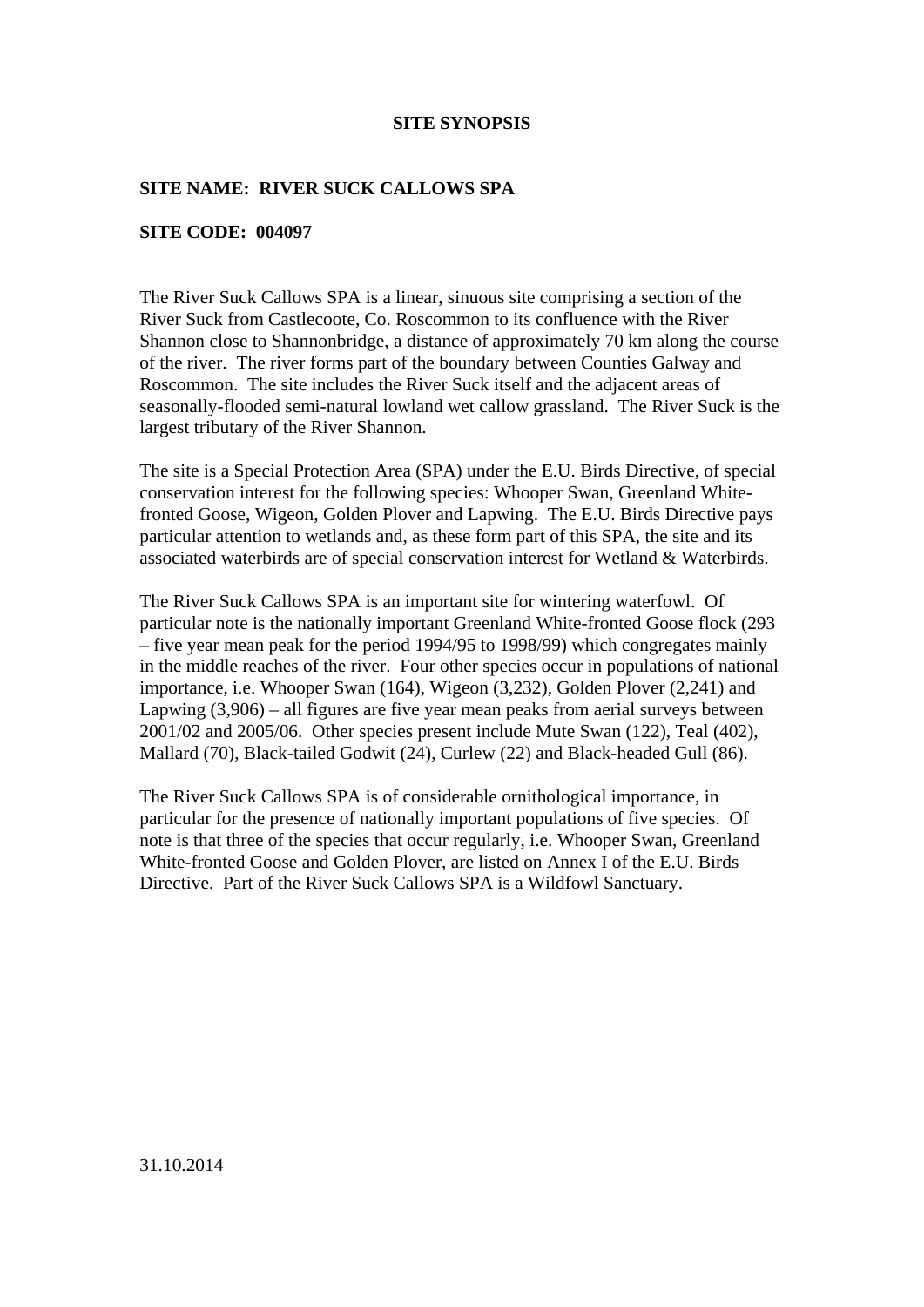## SITE SYNOPSIS

**SITE NAME: RIVER SUCK CALLOWS SPA**

**SITE CODE: 004097**

The River Suck Callows SPA is a linear, sinuous site comprising a section of the River Suck from Castlecoote, Co. Roscommon to its confluence with the River Shannon close to Shannonbridge, a distance of approximately 70 km along the course of the river. The river forms part of the boundary between Counties Galway and Roscommon. The site includes the River Suck itself and the adjacent areas of seasonally-flooded semi-natural lowland wet callow grassland. The River Suck is the largest tributary of the River Shannon.

The site is a Special Protection Area (SPA) under the E.U. Birds Directive, of special conservation interest for the following species: Whooper Swan, Greenland White-fronted Goose, Wigeon, Golden Plover and Lapwing. The E.U. Birds Directive pays particular attention to wetlands and, as these form part of this SPA, the site and its associated waterbirds are of special conservation interest for Wetland & Waterbirds.

The River Suck Callows SPA is an important site for wintering waterfowl. Of particular note is the nationally important Greenland White-fronted Goose flock (293 – five year mean peak for the period 1994/95 to 1998/99) which congregates mainly in the middle reaches of the river. Four other species occur in populations of national importance, i.e. Whooper Swan (164), Wigeon (3,232), Golden Plover (2,241) and Lapwing (3,906) – all figures are five year mean peaks from aerial surveys between 2001/02 and 2005/06. Other species present include Mute Swan (122), Teal (402), Mallard (70), Black-tailed Godwit (24), Curlew (22) and Black-headed Gull (86).

The River Suck Callows SPA is of considerable ornithological importance, in particular for the presence of nationally important populations of five species. Of note is that three of the species that occur regularly, i.e. Whooper Swan, Greenland White-fronted Goose and Golden Plover, are listed on Annex I of the E.U. Birds Directive. Part of the River Suck Callows SPA is a Wildfowl Sanctuary.

31.10.2014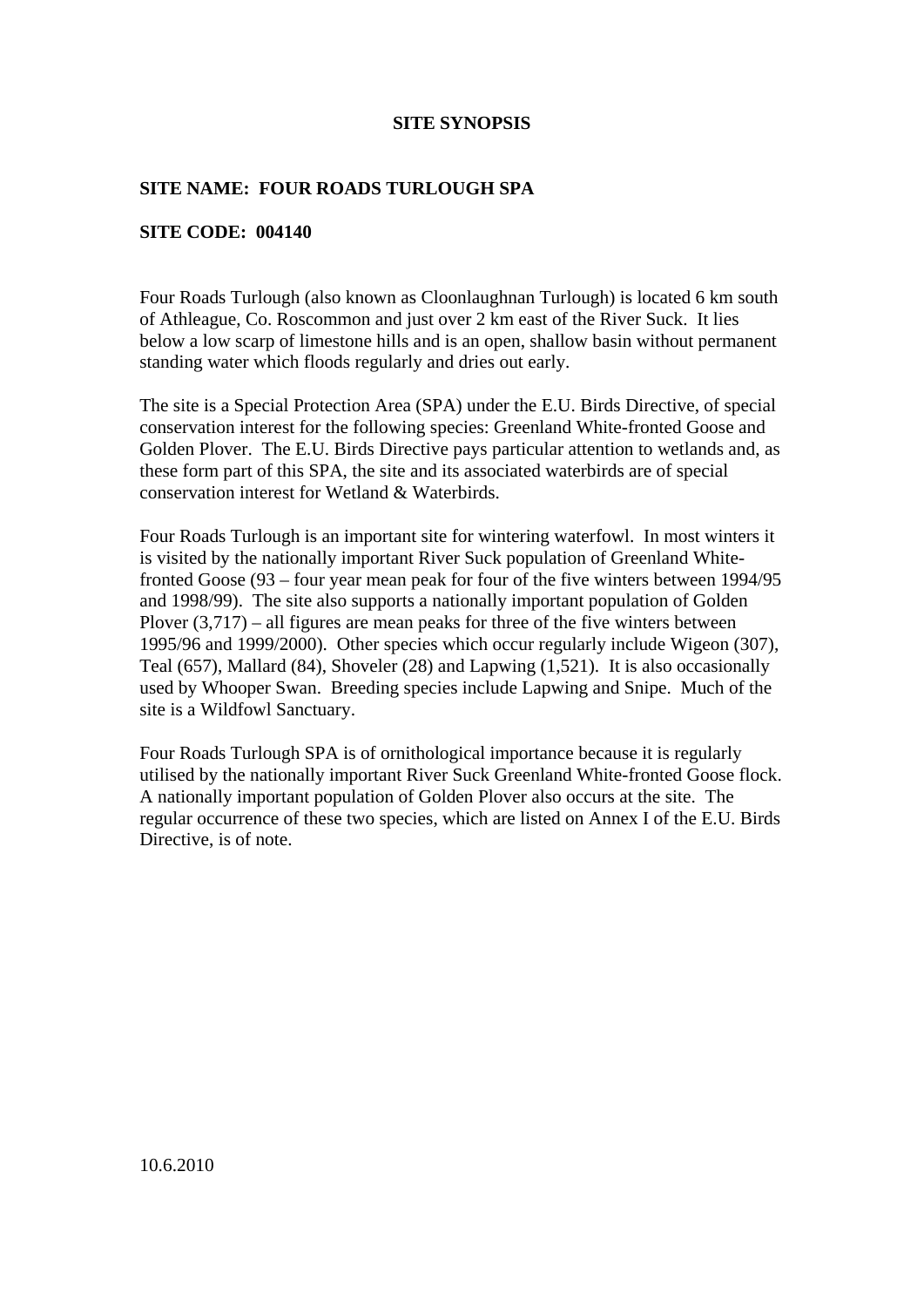# SITE SYNOPSIS

**SITE NAME: FOUR ROADS TURLOUGH SPA**

**SITE CODE: 004140**

Four Roads Turlough (also known as Cloonlaughnan Turlough) is located 6 km south of Athleague, Co. Roscommon and just over 2 km east of the River Suck. It lies below a low scarp of limestone hills and is an open, shallow basin without permanent standing water which floods regularly and dries out early.

The site is a Special Protection Area (SPA) under the E.U. Birds Directive, of special conservation interest for the following species: Greenland White-fronted Goose and Golden Plover. The E.U. Birds Directive pays particular attention to wetlands and, as these form part of this SPA, the site and its associated waterbirds are of special conservation interest for Wetland & Waterbirds.

Four Roads Turlough is an important site for wintering waterfowl. In most winters it is visited by the nationally important River Suck population of Greenland White-fronted Goose (93 – four year mean peak for four of the five winters between 1994/95 and 1998/99). The site also supports a nationally important population of Golden Plover (3,717) – all figures are mean peaks for three of the five winters between 1995/96 and 1999/2000). Other species which occur regularly include Wigeon (307), Teal (657), Mallard (84), Shoveler (28) and Lapwing (1,521). It is also occasionally used by Whooper Swan. Breeding species include Lapwing and Snipe. Much of the site is a Wildfowl Sanctuary.

Four Roads Turlough SPA is of ornithological importance because it is regularly utilised by the nationally important River Suck Greenland White-fronted Goose flock. A nationally important population of Golden Plover also occurs at the site. The regular occurrence of these two species, which are listed on Annex I of the E.U. Birds Directive, is of note.

10.6.2010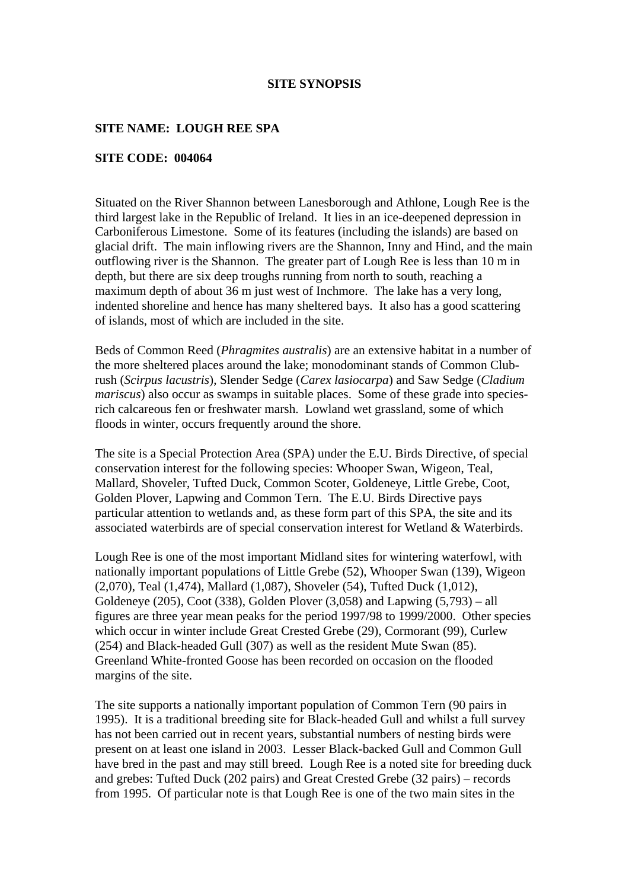**SITE SYNOPSIS**

**SITE NAME: LOUGH REE SPA**

**SITE CODE: 004064**

Situated on the River Shannon between Lanesborough and Athlone, Lough Ree is the third largest lake in the Republic of Ireland. It lies in an ice-deepened depression in Carboniferous Limestone. Some of its features (including the islands) are based on glacial drift. The main inflowing rivers are the Shannon, Inny and Hind, and the main outflowing river is the Shannon. The greater part of Lough Ree is less than 10 m in depth, but there are six deep troughs running from north to south, reaching a maximum depth of about 36 m just west of Inchmore. The lake has a very long, indented shoreline and hence has many sheltered bays. It also has a good scattering of islands, most of which are included in the site.

Beds of Common Reed (*Phragmites australis*) are an extensive habitat in a number of the more sheltered places around the lake; monodominant stands of Common Club-rush (*Scirpus lacustris*), Slender Sedge (*Carex lasiocarpa*) and Saw Sedge (*Cladium mariscus*) also occur as swamps in suitable places. Some of these grade into species-rich calcareous fen or freshwater marsh. Lowland wet grassland, some of which floods in winter, occurs frequently around the shore.

The site is a Special Protection Area (SPA) under the E.U. Birds Directive, of special conservation interest for the following species: Whooper Swan, Wigeon, Teal, Mallard, Shoveler, Tufted Duck, Common Scoter, Goldeneye, Little Grebe, Coot, Golden Plover, Lapwing and Common Tern. The E.U. Birds Directive pays particular attention to wetlands and, as these form part of this SPA, the site and its associated waterbirds are of special conservation interest for Wetland & Waterbirds.

Lough Ree is one of the most important Midland sites for wintering waterfowl, with nationally important populations of Little Grebe (52), Whooper Swan (139), Wigeon (2,070), Teal (1,474), Mallard (1,087), Shoveler (54), Tufted Duck (1,012), Goldeneye (205), Coot (338), Golden Plover (3,058) and Lapwing (5,793) – all figures are three year mean peaks for the period 1997/98 to 1999/2000. Other species which occur in winter include Great Crested Grebe (29), Cormorant (99), Curlew (254) and Black-headed Gull (307) as well as the resident Mute Swan (85). Greenland White-fronted Goose has been recorded on occasion on the flooded margins of the site.

The site supports a nationally important population of Common Tern (90 pairs in 1995). It is a traditional breeding site for Black-headed Gull and whilst a full survey has not been carried out in recent years, substantial numbers of nesting birds were present on at least one island in 2003. Lesser Black-backed Gull and Common Gull have bred in the past and may still breed. Lough Ree is a noted site for breeding duck and grebes: Tufted Duck (202 pairs) and Great Crested Grebe (32 pairs) – records from 1995. Of particular note is that Lough Ree is one of the two main sites in the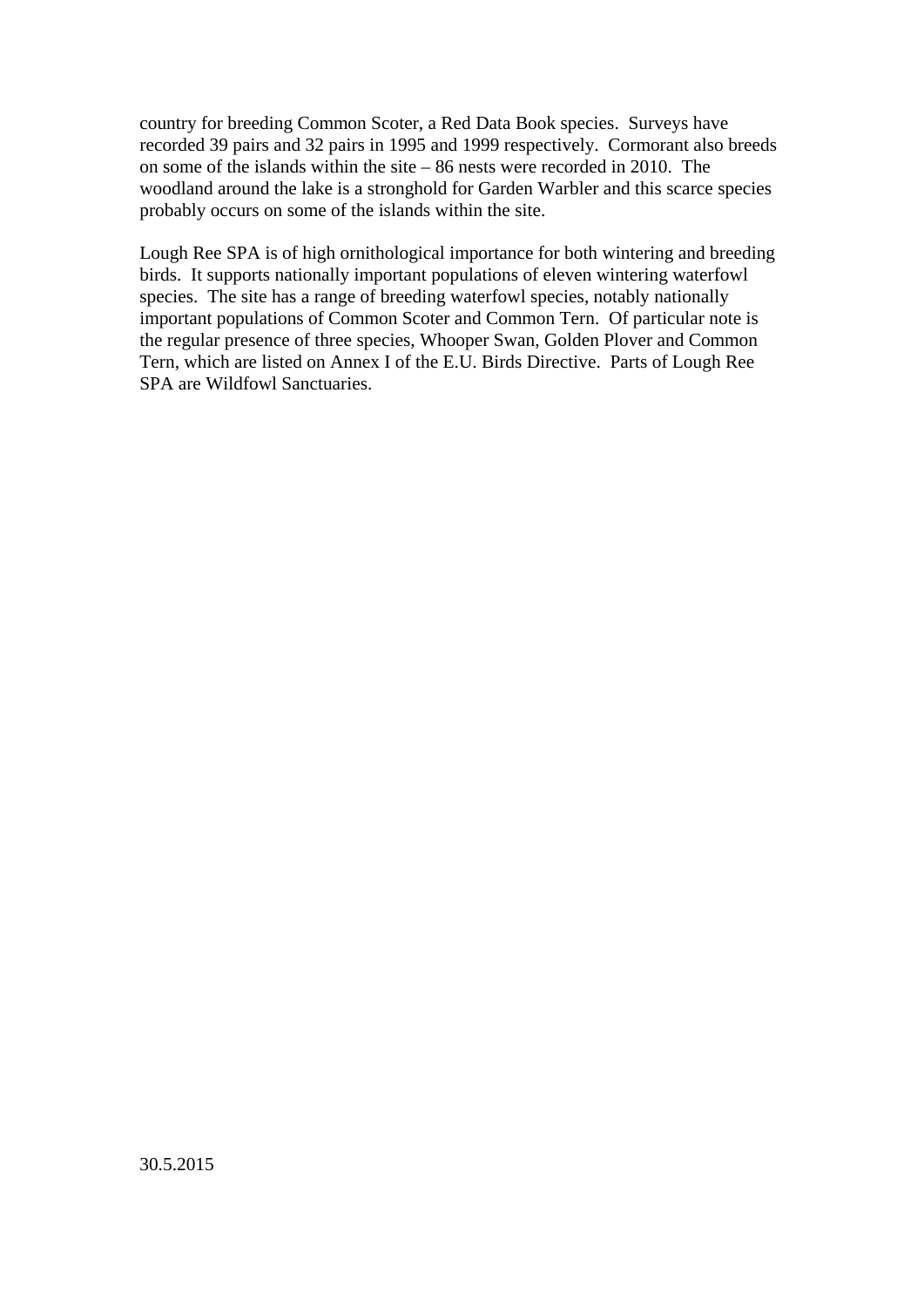country for breeding Common Scoter, a Red Data Book species. Surveys have recorded 39 pairs and 32 pairs in 1995 and 1999 respectively. Cormorant also breeds on some of the islands within the site – 86 nests were recorded in 2010. The woodland around the lake is a stronghold for Garden Warbler and this scarce species probably occurs on some of the islands within the site.

Lough Ree SPA is of high ornithological importance for both wintering and breeding birds. It supports nationally important populations of eleven wintering waterfowl species. The site has a range of breeding waterfowl species, notably nationally important populations of Common Scoter and Common Tern. Of particular note is the regular presence of three species, Whooper Swan, Golden Plover and Common Tern, which are listed on Annex I of the E.U. Birds Directive. Parts of Lough Ree SPA are Wildfowl Sanctuaries.

30.5.2015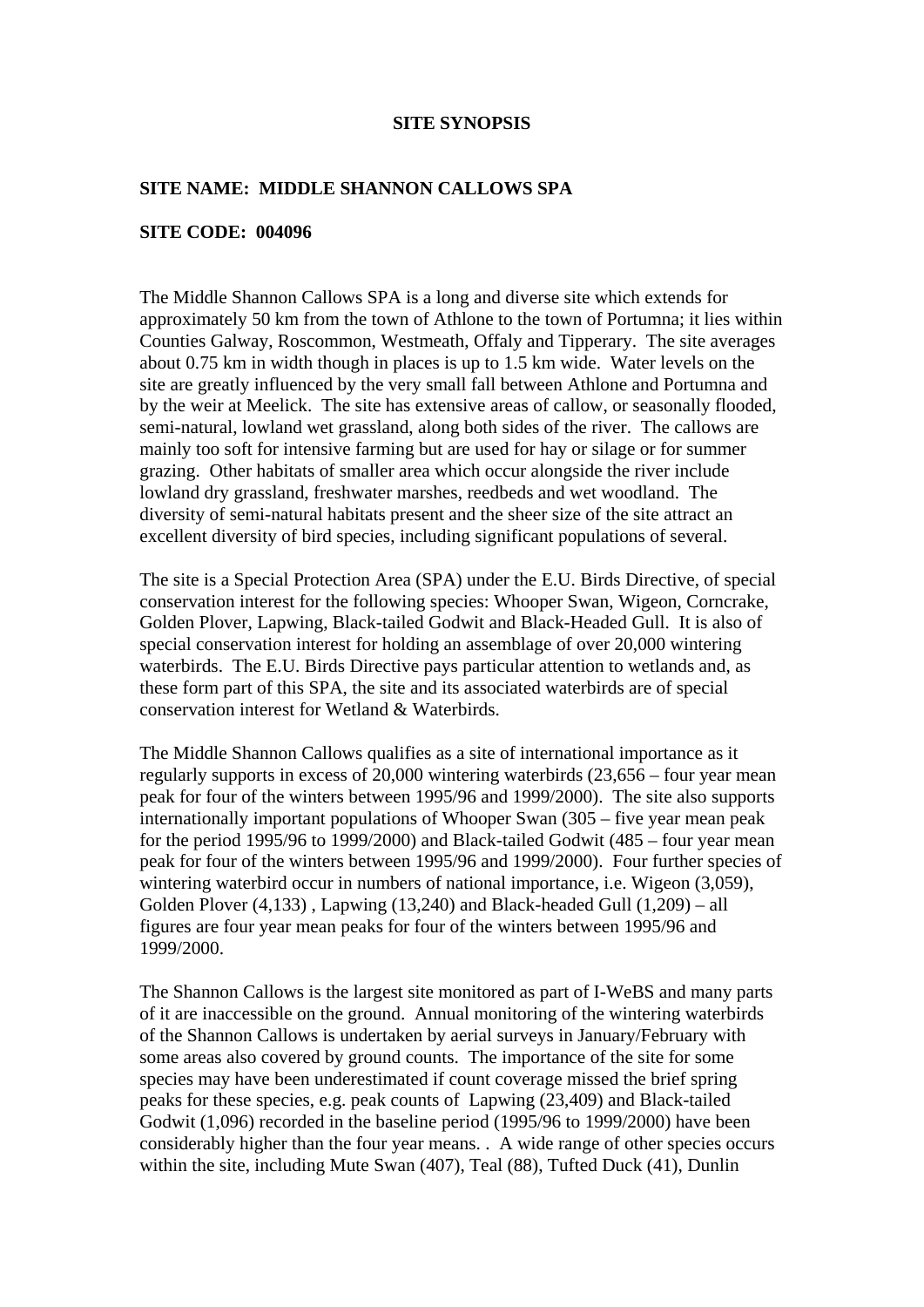**SITE SYNOPSIS**

**SITE NAME: MIDDLE SHANNON CALLOWS SPA**

**SITE CODE: 004096**

The Middle Shannon Callows SPA is a long and diverse site which extends for approximately 50 km from the town of Athlone to the town of Portumna; it lies within Counties Galway, Roscommon, Westmeath, Offaly and Tipperary. The site averages about 0.75 km in width though in places is up to 1.5 km wide. Water levels on the site are greatly influenced by the very small fall between Athlone and Portumna and by the weir at Meelick. The site has extensive areas of callow, or seasonally flooded, semi-natural, lowland wet grassland, along both sides of the river. The callows are mainly too soft for intensive farming but are used for hay or silage or for summer grazing. Other habitats of smaller area which occur alongside the river include lowland dry grassland, freshwater marshes, reedbeds and wet woodland. The diversity of semi-natural habitats present and the sheer size of the site attract an excellent diversity of bird species, including significant populations of several.

The site is a Special Protection Area (SPA) under the E.U. Birds Directive, of special conservation interest for the following species: Whooper Swan, Wigeon, Corncrake, Golden Plover, Lapwing, Black-tailed Godwit and Black-Headed Gull. It is also of special conservation interest for holding an assemblage of over 20,000 wintering waterbirds. The E.U. Birds Directive pays particular attention to wetlands and, as these form part of this SPA, the site and its associated waterbirds are of special conservation interest for Wetland & Waterbirds.

The Middle Shannon Callows qualifies as a site of international importance as it regularly supports in excess of 20,000 wintering waterbirds (23,656 – four year mean peak for four of the winters between 1995/96 and 1999/2000). The site also supports internationally important populations of Whooper Swan (305 – five year mean peak for the period 1995/96 to 1999/2000) and Black-tailed Godwit (485 – four year mean peak for four of the winters between 1995/96 and 1999/2000). Four further species of wintering waterbird occur in numbers of national importance, i.e. Wigeon (3,059), Golden Plover (4,133) , Lapwing (13,240) and Black-headed Gull (1,209) – all figures are four year mean peaks for four of the winters between 1995/96 and 1999/2000.

The Shannon Callows is the largest site monitored as part of I-WeBS and many parts of it are inaccessible on the ground. Annual monitoring of the wintering waterbirds of the Shannon Callows is undertaken by aerial surveys in January/February with some areas also covered by ground counts. The importance of the site for some species may have been underestimated if count coverage missed the brief spring peaks for these species, e.g. peak counts of Lapwing (23,409) and Black-tailed Godwit (1,096) recorded in the baseline period (1995/96 to 1999/2000) have been considerably higher than the four year means. . A wide range of other species occurs within the site, including Mute Swan (407), Teal (88), Tufted Duck (41), Dunlin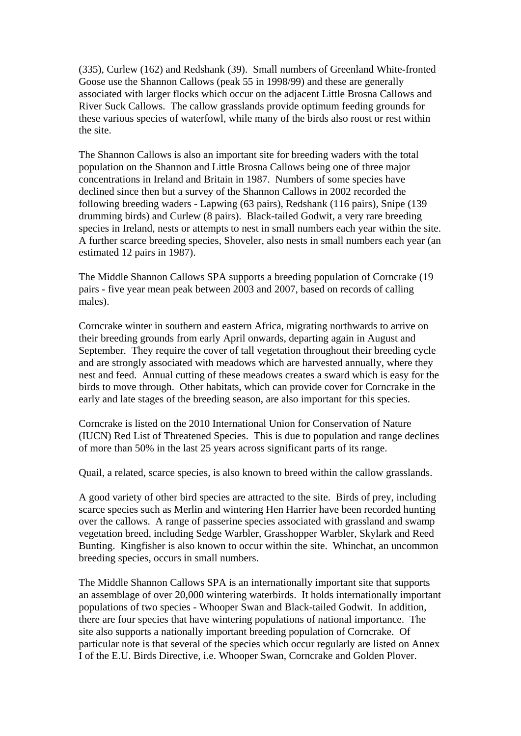(335), Curlew (162) and Redshank (39). Small numbers of Greenland White-fronted Goose use the Shannon Callows (peak 55 in 1998/99) and these are generally associated with larger flocks which occur on the adjacent Little Brosna Callows and River Suck Callows. The callow grasslands provide optimum feeding grounds for these various species of waterfowl, while many of the birds also roost or rest within the site.

The Shannon Callows is also an important site for breeding waders with the total population on the Shannon and Little Brosna Callows being one of three major concentrations in Ireland and Britain in 1987. Numbers of some species have declined since then but a survey of the Shannon Callows in 2002 recorded the following breeding waders - Lapwing (63 pairs), Redshank (116 pairs), Snipe (139 drumming birds) and Curlew (8 pairs). Black-tailed Godwit, a very rare breeding species in Ireland, nests or attempts to nest in small numbers each year within the site. A further scarce breeding species, Shoveler, also nests in small numbers each year (an estimated 12 pairs in 1987).

The Middle Shannon Callows SPA supports a breeding population of Corncrake (19 pairs - five year mean peak between 2003 and 2007, based on records of calling males).

Corncrake winter in southern and eastern Africa, migrating northwards to arrive on their breeding grounds from early April onwards, departing again in August and September. They require the cover of tall vegetation throughout their breeding cycle and are strongly associated with meadows which are harvested annually, where they nest and feed. Annual cutting of these meadows creates a sward which is easy for the birds to move through. Other habitats, which can provide cover for Corncrake in the early and late stages of the breeding season, are also important for this species.

Corncrake is listed on the 2010 International Union for Conservation of Nature (IUCN) Red List of Threatened Species. This is due to population and range declines of more than 50% in the last 25 years across significant parts of its range.

Quail, a related, scarce species, is also known to breed within the callow grasslands.

A good variety of other bird species are attracted to the site. Birds of prey, including scarce species such as Merlin and wintering Hen Harrier have been recorded hunting over the callows. A range of passerine species associated with grassland and swamp vegetation breed, including Sedge Warbler, Grasshopper Warbler, Skylark and Reed Bunting. Kingfisher is also known to occur within the site. Whinchat, an uncommon breeding species, occurs in small numbers.

The Middle Shannon Callows SPA is an internationally important site that supports an assemblage of over 20,000 wintering waterbirds. It holds internationally important populations of two species - Whooper Swan and Black-tailed Godwit. In addition, there are four species that have wintering populations of national importance. The site also supports a nationally important breeding population of Corncrake. Of particular note is that several of the species which occur regularly are listed on Annex I of the E.U. Birds Directive, i.e. Whooper Swan, Corncrake and Golden Plover.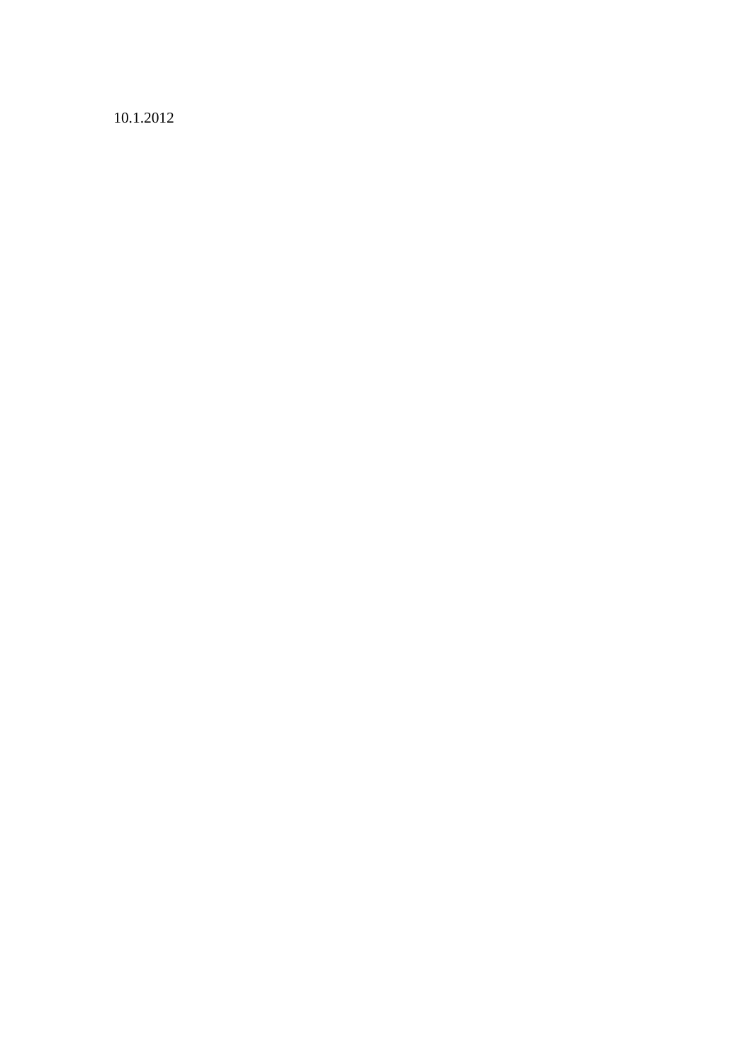10.1.2012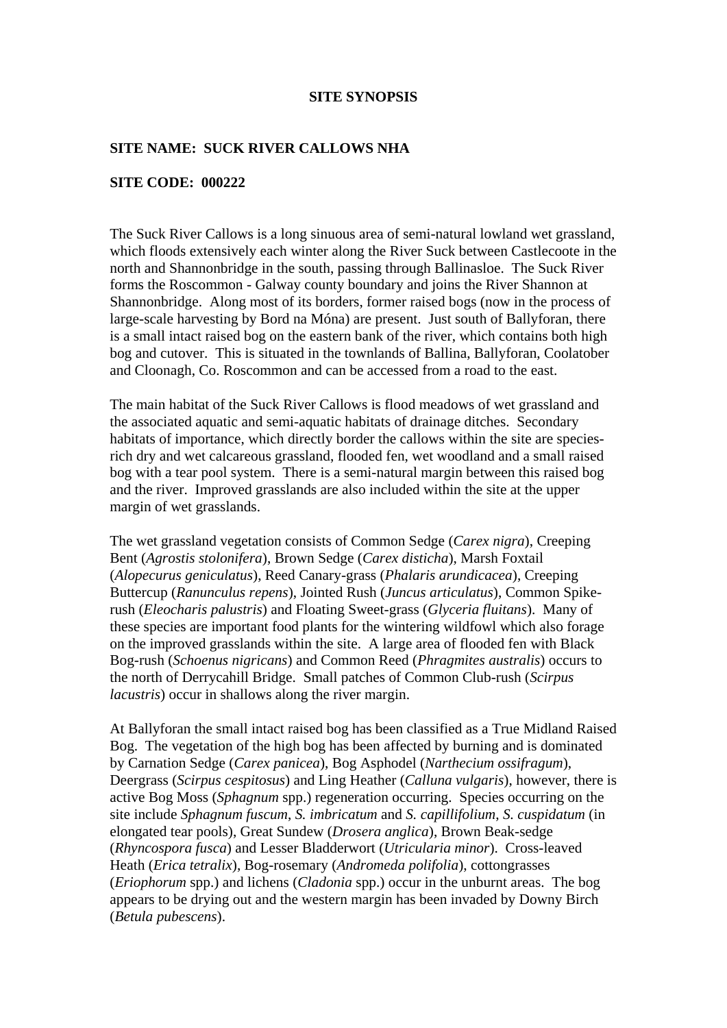**SITE SYNOPSIS**

**SITE NAME: SUCK RIVER CALLOWS NHA**

**SITE CODE: 000222**

The Suck River Callows is a long sinuous area of semi-natural lowland wet grassland, which floods extensively each winter along the River Suck between Castlecoote in the north and Shannonbridge in the south, passing through Ballinasloe. The Suck River forms the Roscommon - Galway county boundary and joins the River Shannon at Shannonbridge. Along most of its borders, former raised bogs (now in the process of large-scale harvesting by Bord na Móna) are present. Just south of Ballyforan, there is a small intact raised bog on the eastern bank of the river, which contains both high bog and cutover. This is situated in the townlands of Ballina, Ballyforan, Coolatober and Cloonagh, Co. Roscommon and can be accessed from a road to the east.

The main habitat of the Suck River Callows is flood meadows of wet grassland and the associated aquatic and semi-aquatic habitats of drainage ditches. Secondary habitats of importance, which directly border the callows within the site are species-rich dry and wet calcareous grassland, flooded fen, wet woodland and a small raised bog with a tear pool system. There is a semi-natural margin between this raised bog and the river. Improved grasslands are also included within the site at the upper margin of wet grasslands.

The wet grassland vegetation consists of Common Sedge (*Carex nigra*), Creeping Bent (*Agrostis stolonifera*), Brown Sedge (*Carex disticha*), Marsh Foxtail (*Alopecurus geniculatus*), Reed Canary-grass (*Phalaris arundicacea*), Creeping Buttercup (*Ranunculus repens*), Jointed Rush (*Juncus articulatus*), Common Spike-rush (*Eleocharis palustris*) and Floating Sweet-grass (*Glyceria fluitans*). Many of these species are important food plants for the wintering wildfowl which also forage on the improved grasslands within the site. A large area of flooded fen with Black Bog-rush (*Schoenus nigricans*) and Common Reed (*Phragmites australis*) occurs to the north of Derrycahill Bridge. Small patches of Common Club-rush (*Scirpus lacustris*) occur in shallows along the river margin.

At Ballyforan the small intact raised bog has been classified as a True Midland Raised Bog. The vegetation of the high bog has been affected by burning and is dominated by Carnation Sedge (*Carex panicea*), Bog Asphodel (*Narthecium ossifragum*), Deergrass (*Scirpus cespitosus*) and Ling Heather (*Calluna vulgaris*), however, there is active Bog Moss (*Sphagnum* spp.) regeneration occurring. Species occurring on the site include *Sphagnum fuscum*, *S. imbricatum* and *S. capillifolium*, *S. cuspidatum* (in elongated tear pools), Great Sundew (*Drosera anglica*), Brown Beak-sedge (*Rhyncospora fusca*) and Lesser Bladderwort (*Utricularia minor*). Cross-leaved Heath (*Erica tetralix*), Bog-rosemary (*Andromeda polifolia*), cottongrasses (*Eriophorum* spp.) and lichens (*Cladonia* spp.) occur in the unburnt areas. The bog appears to be drying out and the western margin has been invaded by Downy Birch (*Betula pubescens*).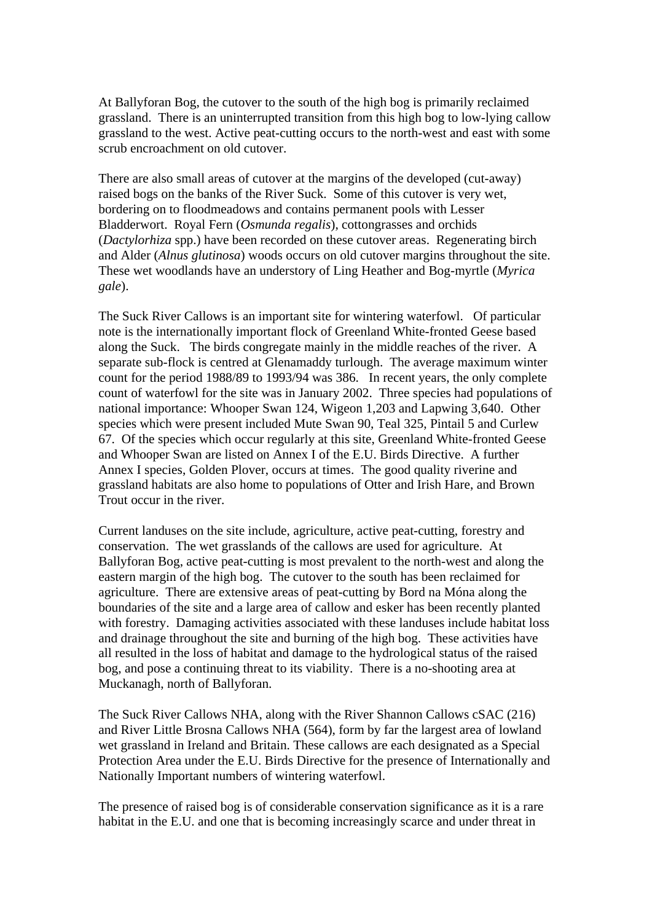At Ballyforan Bog, the cutover to the south of the high bog is primarily reclaimed grassland. There is an uninterrupted transition from this high bog to low-lying callow grassland to the west. Active peat-cutting occurs to the north-west and east with some scrub encroachment on old cutover.

There are also small areas of cutover at the margins of the developed (cut-away) raised bogs on the banks of the River Suck. Some of this cutover is very wet, bordering on to floodmeadows and contains permanent pools with Lesser Bladderwort. Royal Fern (*Osmunda regalis*), cottongrasses and orchids (*Dactylorhiza* spp.) have been recorded on these cutover areas. Regenerating birch and Alder (*Alnus glutinosa*) woods occurs on old cutover margins throughout the site. These wet woodlands have an understory of Ling Heather and Bog-myrtle (*Myrica gale*).

The Suck River Callows is an important site for wintering waterfowl. Of particular note is the internationally important flock of Greenland White-fronted Geese based along the Suck. The birds congregate mainly in the middle reaches of the river. A separate sub-flock is centred at Glenamaddy turlough. The average maximum winter count for the period 1988/89 to 1993/94 was 386. In recent years, the only complete count of waterfowl for the site was in January 2002. Three species had populations of national importance: Whooper Swan 124, Wigeon 1,203 and Lapwing 3,640. Other species which were present included Mute Swan 90, Teal 325, Pintail 5 and Curlew 67. Of the species which occur regularly at this site, Greenland White-fronted Geese and Whooper Swan are listed on Annex I of the E.U. Birds Directive. A further Annex I species, Golden Plover, occurs at times. The good quality riverine and grassland habitats are also home to populations of Otter and Irish Hare, and Brown Trout occur in the river.

Current landuses on the site include, agriculture, active peat-cutting, forestry and conservation. The wet grasslands of the callows are used for agriculture. At Ballyforan Bog, active peat-cutting is most prevalent to the north-west and along the eastern margin of the high bog. The cutover to the south has been reclaimed for agriculture. There are extensive areas of peat-cutting by Bord na Móna along the boundaries of the site and a large area of callow and esker has been recently planted with forestry. Damaging activities associated with these landuses include habitat loss and drainage throughout the site and burning of the high bog. These activities have all resulted in the loss of habitat and damage to the hydrological status of the raised bog, and pose a continuing threat to its viability. There is a no-shooting area at Muckanagh, north of Ballyforan.

The Suck River Callows NHA, along with the River Shannon Callows cSAC (216) and River Little Brosna Callows NHA (564), form by far the largest area of lowland wet grassland in Ireland and Britain. These callows are each designated as a Special Protection Area under the E.U. Birds Directive for the presence of Internationally and Nationally Important numbers of wintering waterfowl.

The presence of raised bog is of considerable conservation significance as it is a rare habitat in the E.U. and one that is becoming increasingly scarce and under threat in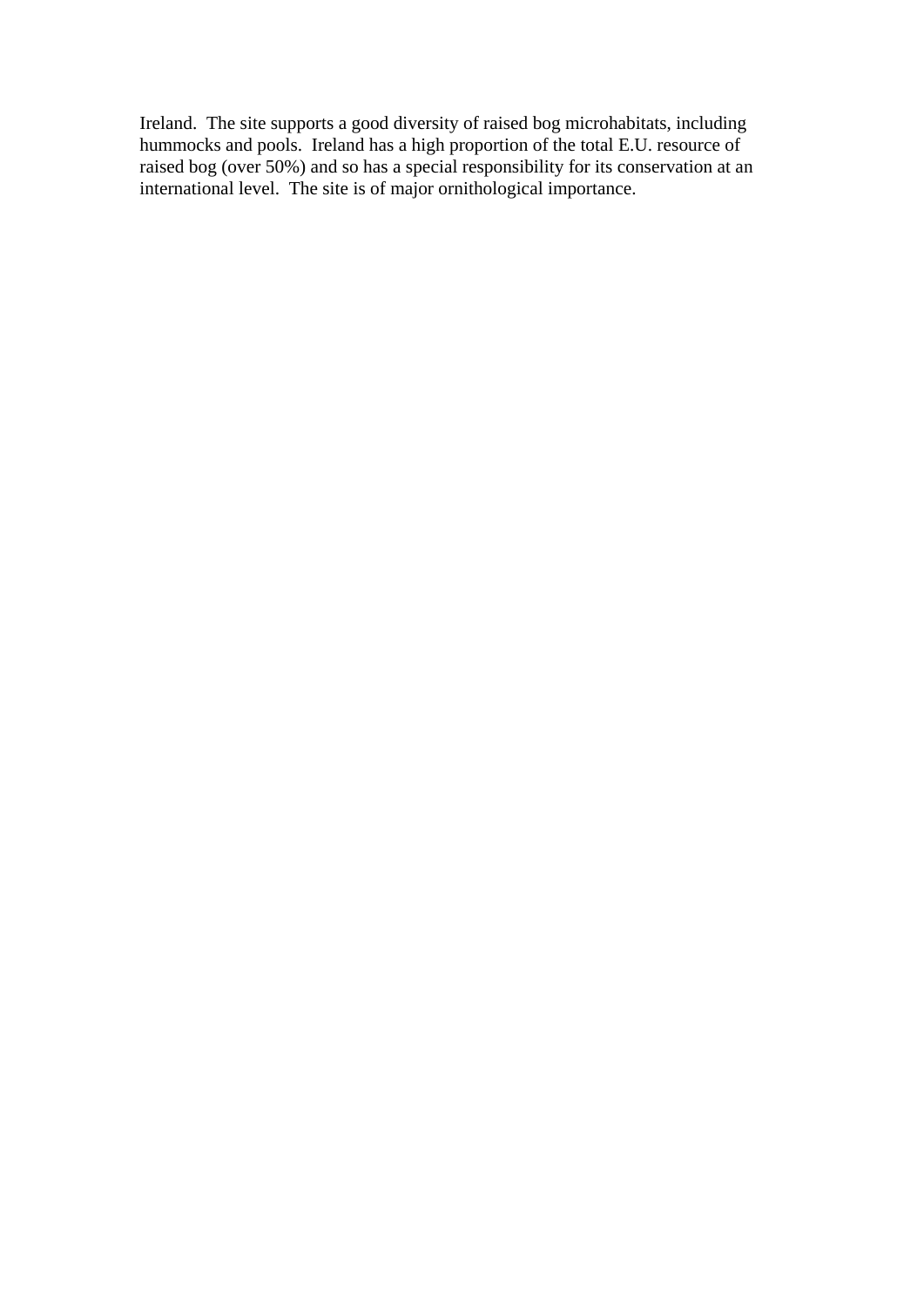Ireland.  The site supports a good diversity of raised bog microhabitats, including hummocks and pools.  Ireland has a high proportion of the total E.U. resource of raised bog (over 50%) and so has a special responsibility for its conservation at an international level.  The site is of major ornithological importance.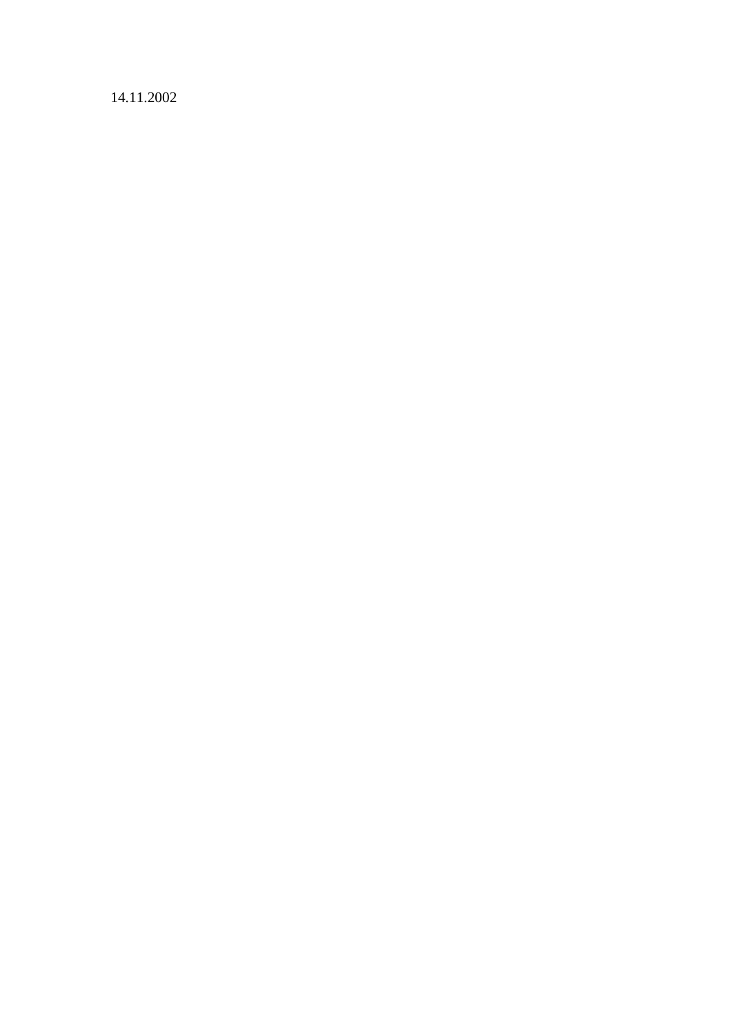14.11.2002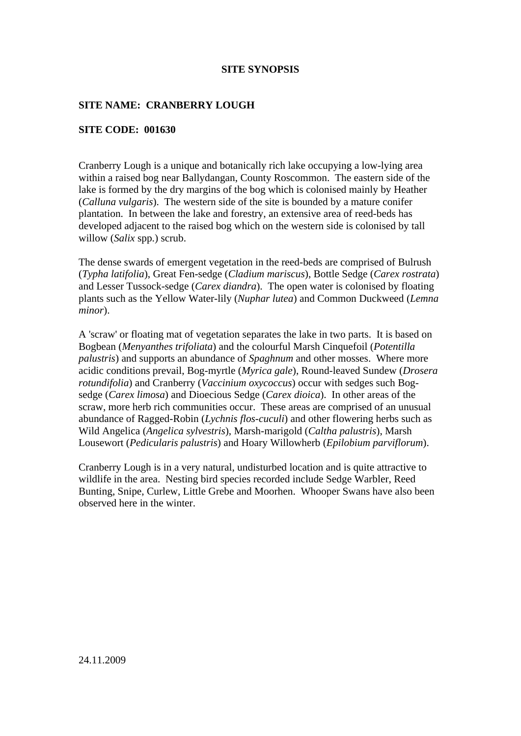**SITE SYNOPSIS**

**SITE NAME: CRANBERRY LOUGH**

**SITE CODE: 001630**

Cranberry Lough is a unique and botanically rich lake occupying a low-lying area within a raised bog near Ballydangan, County Roscommon. The eastern side of the lake is formed by the dry margins of the bog which is colonised mainly by Heather (*Calluna vulgaris*). The western side of the site is bounded by a mature conifer plantation. In between the lake and forestry, an extensive area of reed-beds has developed adjacent to the raised bog which on the western side is colonised by tall willow (*Salix* spp.) scrub.

The dense swards of emergent vegetation in the reed-beds are comprised of Bulrush (*Typha latifolia*), Great Fen-sedge (*Cladium mariscus*), Bottle Sedge (*Carex rostrata*) and Lesser Tussock-sedge (*Carex diandra*). The open water is colonised by floating plants such as the Yellow Water-lily (*Nuphar lutea*) and Common Duckweed (*Lemna minor*).

A 'scraw' or floating mat of vegetation separates the lake in two parts. It is based on Bogbean (*Menyanthes trifoliata*) and the colourful Marsh Cinquefoil (*Potentilla palustris*) and supports an abundance of *Spaghnum* and other mosses. Where more acidic conditions prevail, Bog-myrtle (*Myrica gale*), Round-leaved Sundew (*Drosera rotundifolia*) and Cranberry (*Vaccinium oxycoccus*) occur with sedges such Bog-sedge (*Carex limosa*) and Dioecious Sedge (*Carex dioica*). In other areas of the scraw, more herb rich communities occur. These areas are comprised of an unusual abundance of Ragged-Robin (*Lychnis flos-cuculi*) and other flowering herbs such as Wild Angelica (*Angelica sylvestris*), Marsh-marigold (*Caltha palustris*), Marsh Lousewort (*Pedicularis palustris*) and Hoary Willowherb (*Epilobium parviflorum*).

Cranberry Lough is in a very natural, undisturbed location and is quite attractive to wildlife in the area. Nesting bird species recorded include Sedge Warbler, Reed Bunting, Snipe, Curlew, Little Grebe and Moorhen. Whooper Swans have also been observed here in the winter.

24.11.2009